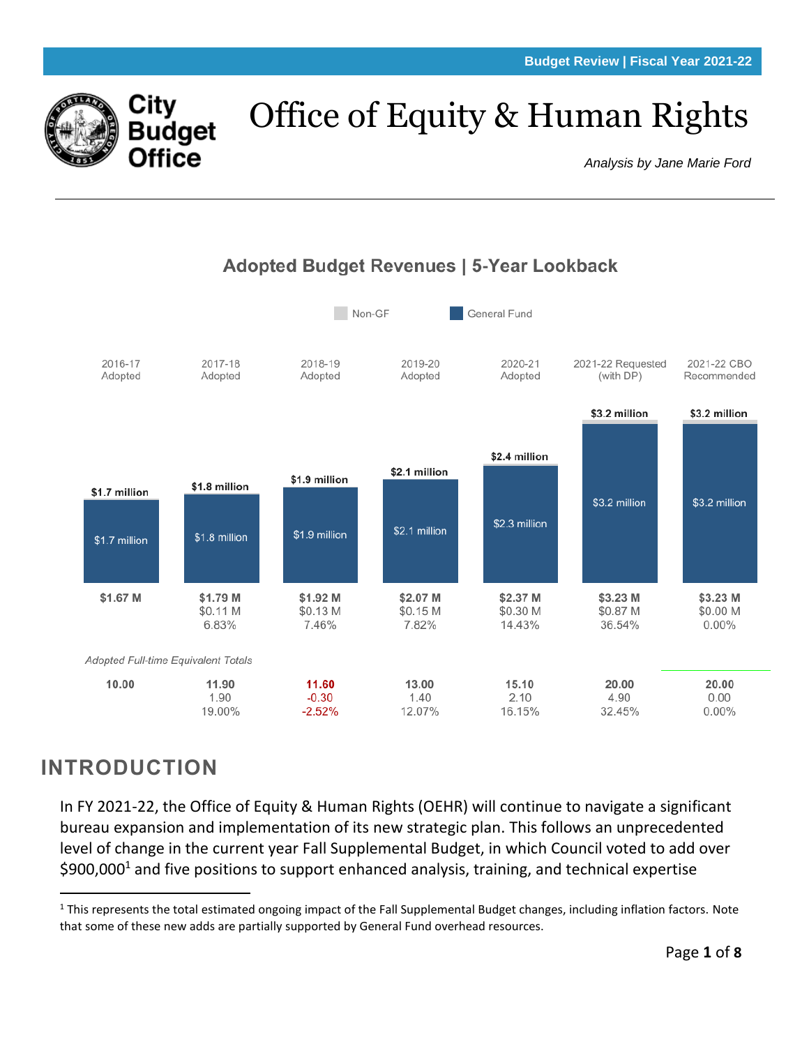Budget Review | Fiscal Year 2021-22

City Budget Office

# Office of Equity & Human Rights

*Analysis by Jane Marie Ford*

## Adopted Budget Revenues | 5-Year Lookback

Non-GF | General Fund

| | 2016-17 Adopted | 2017-18 Adopted | 2018-19 Adopted | 2019-20 Adopted | 2020-21 Adopted | 2021-22 Requested (with DP) | 2021-22 CBO Recommended |
|---|---|---|---|---|---|---|---|
| Total | $1.7 million | $1.8 million | $1.9 million | $2.1 million | $2.4 million | $3.2 million | $3.2 million |
| General Fund | $1.7 million | $1.8 million | $1.9 million | $2.1 million | $2.3 million | $3.2 million | $3.2 million |
| Total ($M) | **$1.67 M** | **$1.79 M** | **$1.92 M** | **$2.07 M** | **$2.37 M** | **$3.23 M** | **$3.23 M** |
| Change | | $0.11 M | $0.13 M | $0.15 M | $0.30 M | $0.87 M | $0.00 M |
| % Change | | 6.83% | 7.46% | 7.82% | 14.43% | 36.54% | 0.00% |

*Adopted Full-time Equivalent Totals*

| | 2016-17 Adopted | 2017-18 Adopted | 2018-19 Adopted | 2019-20 Adopted | 2020-21 Adopted | 2021-22 Requested (with DP) | 2021-22 CBO Recommended |
|---|---|---|---|---|---|---|---|
| FTE | **10.00** | **11.90** | **11.60** | **13.00** | **15.10** | **20.00** | **20.00** |
| Change | | 1.90 | -0.30 | 1.40 | 2.10 | 4.90 | 0.00 |
| % Change | | 19.00% | -2.52% | 12.07% | 16.15% | 32.45% | 0.00% |

## INTRODUCTION

In FY 2021-22, the Office of Equity & Human Rights (OEHR) will continue to navigate a significant bureau expansion and implementation of its new strategic plan. This follows an unprecedented level of change in the current year Fall Supplemental Budget, in which Council voted to add over $900,000[1] and five positions to support enhanced analysis, training, and technical expertise

[1] This represents the total estimated ongoing impact of the Fall Supplemental Budget changes, including inflation factors. Note that some of these new adds are partially supported by General Fund overhead resources.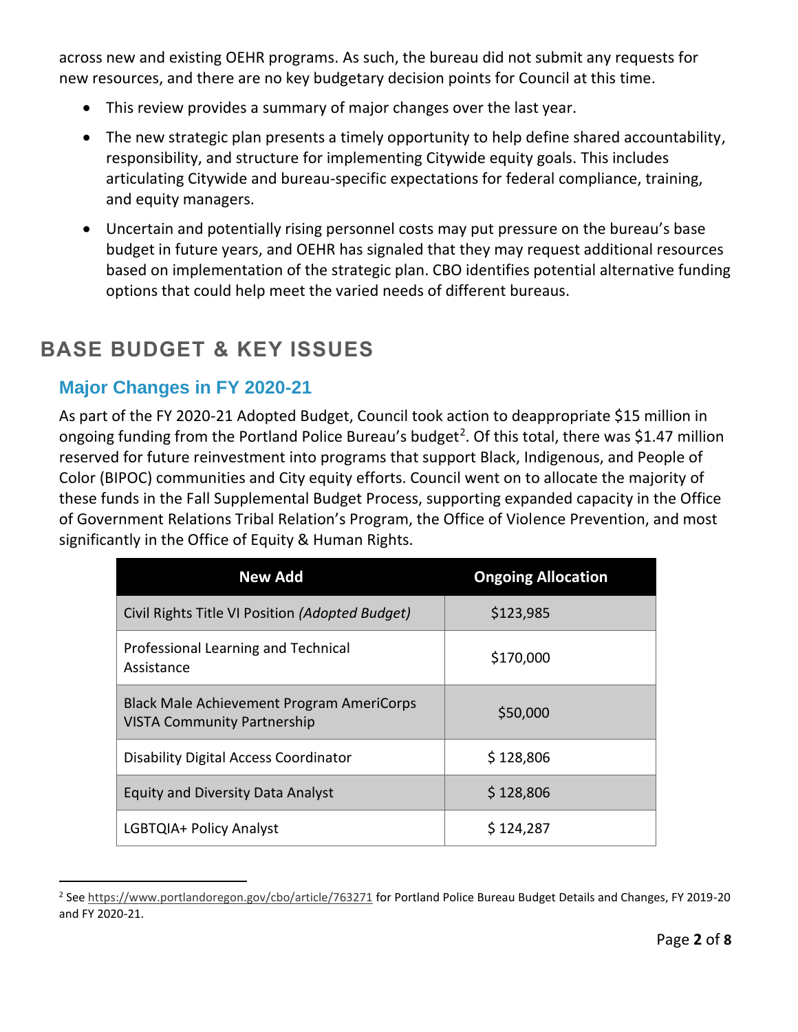across new and existing OEHR programs. As such, the bureau did not submit any requests for new resources, and there are no key budgetary decision points for Council at this time.

- This review provides a summary of major changes over the last year.
- The new strategic plan presents a timely opportunity to help define shared accountability, responsibility, and structure for implementing Citywide equity goals. This includes articulating Citywide and bureau-specific expectations for federal compliance, training, and equity managers.
- Uncertain and potentially rising personnel costs may put pressure on the bureau's base budget in future years, and OEHR has signaled that they may request additional resources based on implementation of the strategic plan. CBO identifies potential alternative funding options that could help meet the varied needs of different bureaus.

# BASE BUDGET & KEY ISSUES

## Major Changes in FY 2020-21

As part of the FY 2020-21 Adopted Budget, Council took action to deappropriate $15 million in ongoing funding from the Portland Police Bureau's budget[2]. Of this total, there was $1.47 million reserved for future reinvestment into programs that support Black, Indigenous, and People of Color (BIPOC) communities and City equity efforts. Council went on to allocate the majority of these funds in the Fall Supplemental Budget Process, supporting expanded capacity in the Office of Government Relations Tribal Relation's Program, the Office of Violence Prevention, and most significantly in the Office of Equity & Human Rights.

| New Add | Ongoing Allocation |
|---|---|
| Civil Rights Title VI Position *(Adopted Budget)* | $123,985 |
| Professional Learning and Technical Assistance | $170,000 |
| Black Male Achievement Program AmeriCorps VISTA Community Partnership | $50,000 |
| Disability Digital Access Coordinator | $ 128,806 |
| Equity and Diversity Data Analyst | $ 128,806 |
| LGBTQIA+ Policy Analyst | $ 124,287 |

[2] See https://www.portlandoregon.gov/cbo/article/763271 for Portland Police Bureau Budget Details and Changes, FY 2019-20 and FY 2020-21.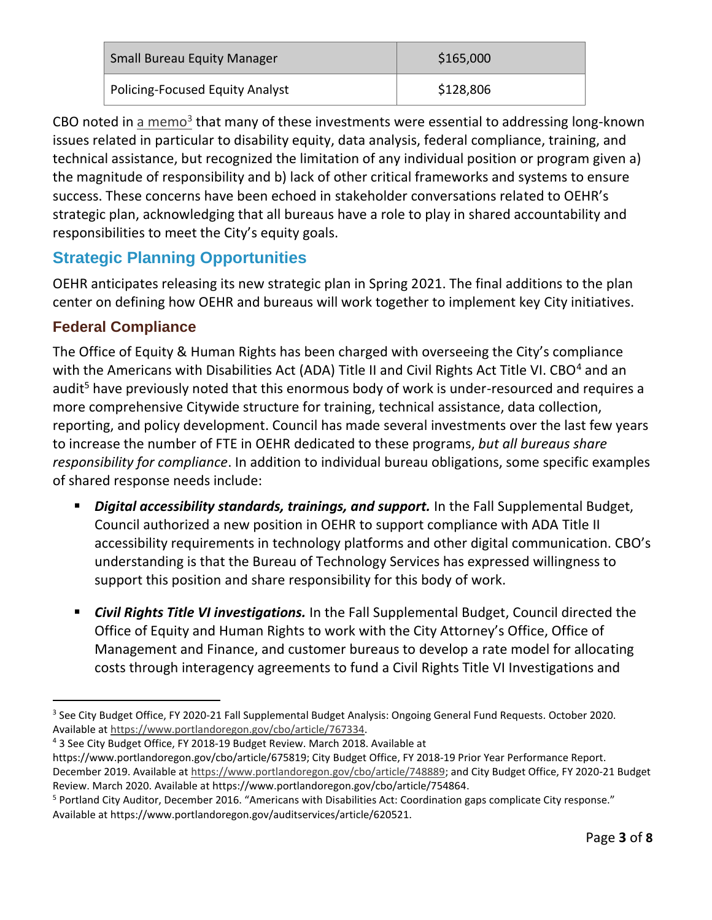| Small Bureau Equity Manager | $165,000 |
| --- | --- |
| Policing-Focused Equity Analyst | $128,806 |

CBO noted in a memo[3] that many of these investments were essential to addressing long-known issues related in particular to disability equity, data analysis, federal compliance, training, and technical assistance, but recognized the limitation of any individual position or program given a) the magnitude of responsibility and b) lack of other critical frameworks and systems to ensure success. These concerns have been echoed in stakeholder conversations related to OEHR's strategic plan, acknowledging that all bureaus have a role to play in shared accountability and responsibilities to meet the City's equity goals.

## Strategic Planning Opportunities

OEHR anticipates releasing its new strategic plan in Spring 2021. The final additions to the plan center on defining how OEHR and bureaus will work together to implement key City initiatives.

### Federal Compliance

The Office of Equity & Human Rights has been charged with overseeing the City's compliance with the Americans with Disabilities Act (ADA) Title II and Civil Rights Act Title VI. CBO[4] and an audit[5] have previously noted that this enormous body of work is under-resourced and requires a more comprehensive Citywide structure for training, technical assistance, data collection, reporting, and policy development. Council has made several investments over the last few years to increase the number of FTE in OEHR dedicated to these programs, *but all bureaus share responsibility for compliance*. In addition to individual bureau obligations, some specific examples of shared response needs include:

- ***Digital accessibility standards, trainings, and support.*** In the Fall Supplemental Budget, Council authorized a new position in OEHR to support compliance with ADA Title II accessibility requirements in technology platforms and other digital communication. CBO's understanding is that the Bureau of Technology Services has expressed willingness to support this position and share responsibility for this body of work.

- ***Civil Rights Title VI investigations.*** In the Fall Supplemental Budget, Council directed the Office of Equity and Human Rights to work with the City Attorney's Office, Office of Management and Finance, and customer bureaus to develop a rate model for allocating costs through interagency agreements to fund a Civil Rights Title VI Investigations and

---

[3] See City Budget Office, FY 2020-21 Fall Supplemental Budget Analysis: Ongoing General Fund Requests. October 2020. Available at https://www.portlandoregon.gov/cbo/article/767334.

[4] 3 See City Budget Office, FY 2018-19 Budget Review. March 2018. Available at https://www.portlandoregon.gov/cbo/article/675819; City Budget Office, FY 2018-19 Prior Year Performance Report. December 2019. Available at https://www.portlandoregon.gov/cbo/article/748889; and City Budget Office, FY 2020-21 Budget Review. March 2020. Available at https://www.portlandoregon.gov/cbo/article/754864.

[5] Portland City Auditor, December 2016. "Americans with Disabilities Act: Coordination gaps complicate City response." Available at https://www.portlandoregon.gov/auditservices/article/620521.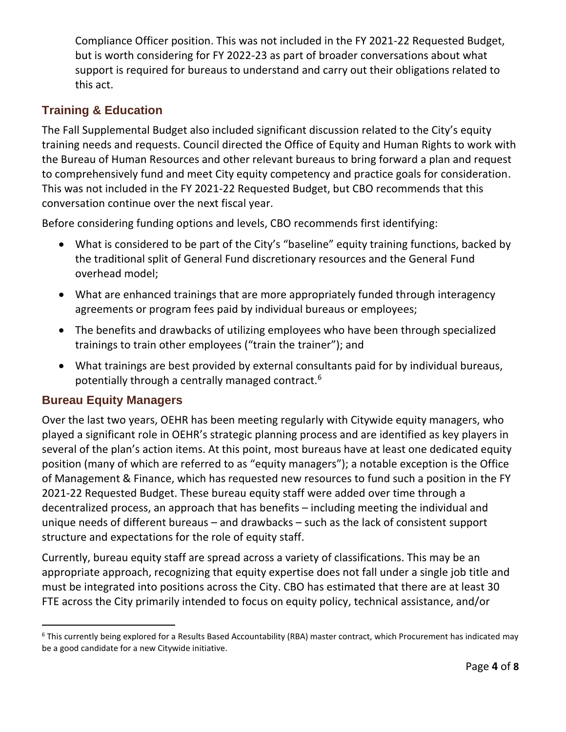Compliance Officer position. This was not included in the FY 2021-22 Requested Budget, but is worth considering for FY 2022-23 as part of broader conversations about what support is required for bureaus to understand and carry out their obligations related to this act.

## Training & Education

The Fall Supplemental Budget also included significant discussion related to the City's equity training needs and requests. Council directed the Office of Equity and Human Rights to work with the Bureau of Human Resources and other relevant bureaus to bring forward a plan and request to comprehensively fund and meet City equity competency and practice goals for consideration. This was not included in the FY 2021-22 Requested Budget, but CBO recommends that this conversation continue over the next fiscal year.

Before considering funding options and levels, CBO recommends first identifying:

- What is considered to be part of the City's "baseline" equity training functions, backed by the traditional split of General Fund discretionary resources and the General Fund overhead model;
- What are enhanced trainings that are more appropriately funded through interagency agreements or program fees paid by individual bureaus or employees;
- The benefits and drawbacks of utilizing employees who have been through specialized trainings to train other employees ("train the trainer"); and
- What trainings are best provided by external consultants paid for by individual bureaus, potentially through a centrally managed contract.[6]

## Bureau Equity Managers

Over the last two years, OEHR has been meeting regularly with Citywide equity managers, who played a significant role in OEHR's strategic planning process and are identified as key players in several of the plan's action items. At this point, most bureaus have at least one dedicated equity position (many of which are referred to as "equity managers"); a notable exception is the Office of Management & Finance, which has requested new resources to fund such a position in the FY 2021-22 Requested Budget. These bureau equity staff were added over time through a decentralized process, an approach that has benefits – including meeting the individual and unique needs of different bureaus – and drawbacks – such as the lack of consistent support structure and expectations for the role of equity staff.

Currently, bureau equity staff are spread across a variety of classifications. This may be an appropriate approach, recognizing that equity expertise does not fall under a single job title and must be integrated into positions across the City. CBO has estimated that there are at least 30 FTE across the City primarily intended to focus on equity policy, technical assistance, and/or

---

[6] This currently being explored for a Results Based Accountability (RBA) master contract, which Procurement has indicated may be a good candidate for a new Citywide initiative.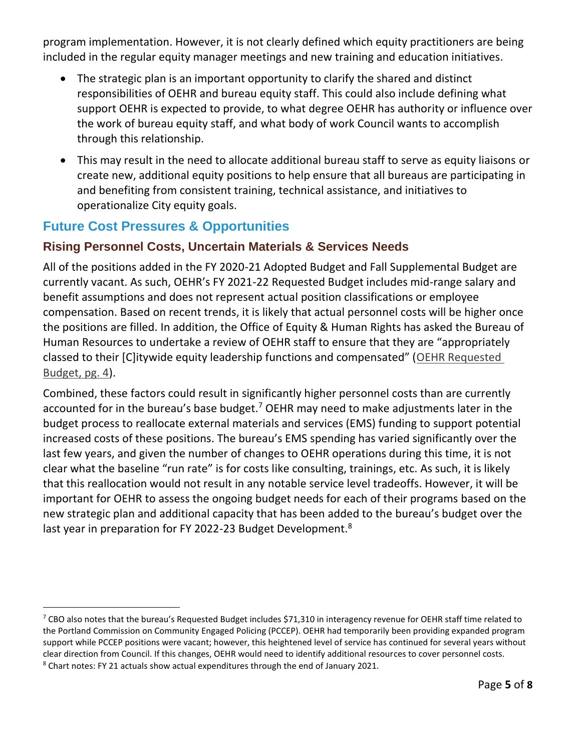program implementation. However, it is not clearly defined which equity practitioners are being included in the regular equity manager meetings and new training and education initiatives.

- The strategic plan is an important opportunity to clarify the shared and distinct responsibilities of OEHR and bureau equity staff. This could also include defining what support OEHR is expected to provide, to what degree OEHR has authority or influence over the work of bureau equity staff, and what body of work Council wants to accomplish through this relationship.
- This may result in the need to allocate additional bureau staff to serve as equity liaisons or create new, additional equity positions to help ensure that all bureaus are participating in and benefiting from consistent training, technical assistance, and initiatives to operationalize City equity goals.

## Future Cost Pressures & Opportunities

### Rising Personnel Costs, Uncertain Materials & Services Needs

All of the positions added in the FY 2020-21 Adopted Budget and Fall Supplemental Budget are currently vacant. As such, OEHR's FY 2021-22 Requested Budget includes mid-range salary and benefit assumptions and does not represent actual position classifications or employee compensation. Based on recent trends, it is likely that actual personnel costs will be higher once the positions are filled. In addition, the Office of Equity & Human Rights has asked the Bureau of Human Resources to undertake a review of OEHR staff to ensure that they are "appropriately classed to their [C]itywide equity leadership functions and compensated" (OEHR Requested Budget, pg. 4).

Combined, these factors could result in significantly higher personnel costs than are currently accounted for in the bureau's base budget.[7] OEHR may need to make adjustments later in the budget process to reallocate external materials and services (EMS) funding to support potential increased costs of these positions. The bureau's EMS spending has varied significantly over the last few years, and given the number of changes to OEHR operations during this time, it is not clear what the baseline "run rate" is for costs like consulting, trainings, etc. As such, it is likely that this reallocation would not result in any notable service level tradeoffs. However, it will be important for OEHR to assess the ongoing budget needs for each of their programs based on the new strategic plan and additional capacity that has been added to the bureau's budget over the last year in preparation for FY 2022-23 Budget Development.[8]

---

[7] CBO also notes that the bureau's Requested Budget includes $71,310 in interagency revenue for OEHR staff time related to the Portland Commission on Community Engaged Policing (PCCEP). OEHR had temporarily been providing expanded program support while PCCEP positions were vacant; however, this heightened level of service has continued for several years without clear direction from Council. If this changes, OEHR would need to identify additional resources to cover personnel costs.

[8] Chart notes: FY 21 actuals show actual expenditures through the end of January 2021.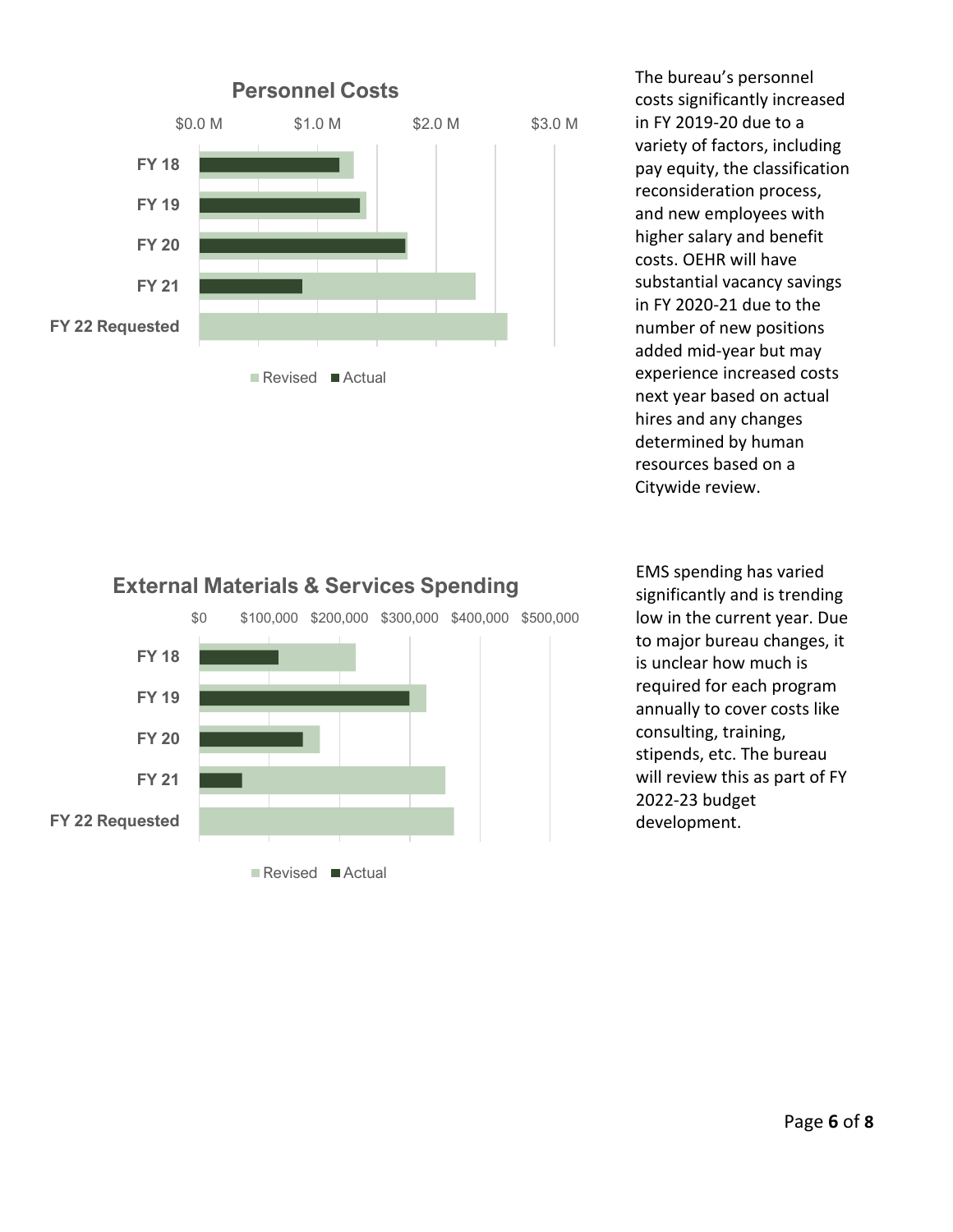## Personnel Costs

$0.0 M $1.0 M $2.0 M $3.0 M

FY 18

FY 19

FY 20

FY 21

FY 22 Requested

Revised ■ Actual

The bureau's personnel costs significantly increased in FY 2019-20 due to a variety of factors, including pay equity, the classification reconsideration process, and new employees with higher salary and benefit costs. OEHR will have substantial vacancy savings in FY 2020-21 due to the number of new positions added mid-year but may experience increased costs next year based on actual hires and any changes determined by human resources based on a Citywide review.

## External Materials & Services Spending

$0 $100,000 $200,000 $300,000 $400,000 $500,000

FY 18

FY 19

FY 20

FY 21

FY 22 Requested

Revised ■ Actual

EMS spending has varied significantly and is trending low in the current year. Due to major bureau changes, it is unclear how much is required for each program annually to cover costs like consulting, training, stipends, etc. The bureau will review this as part of FY 2022-23 budget development.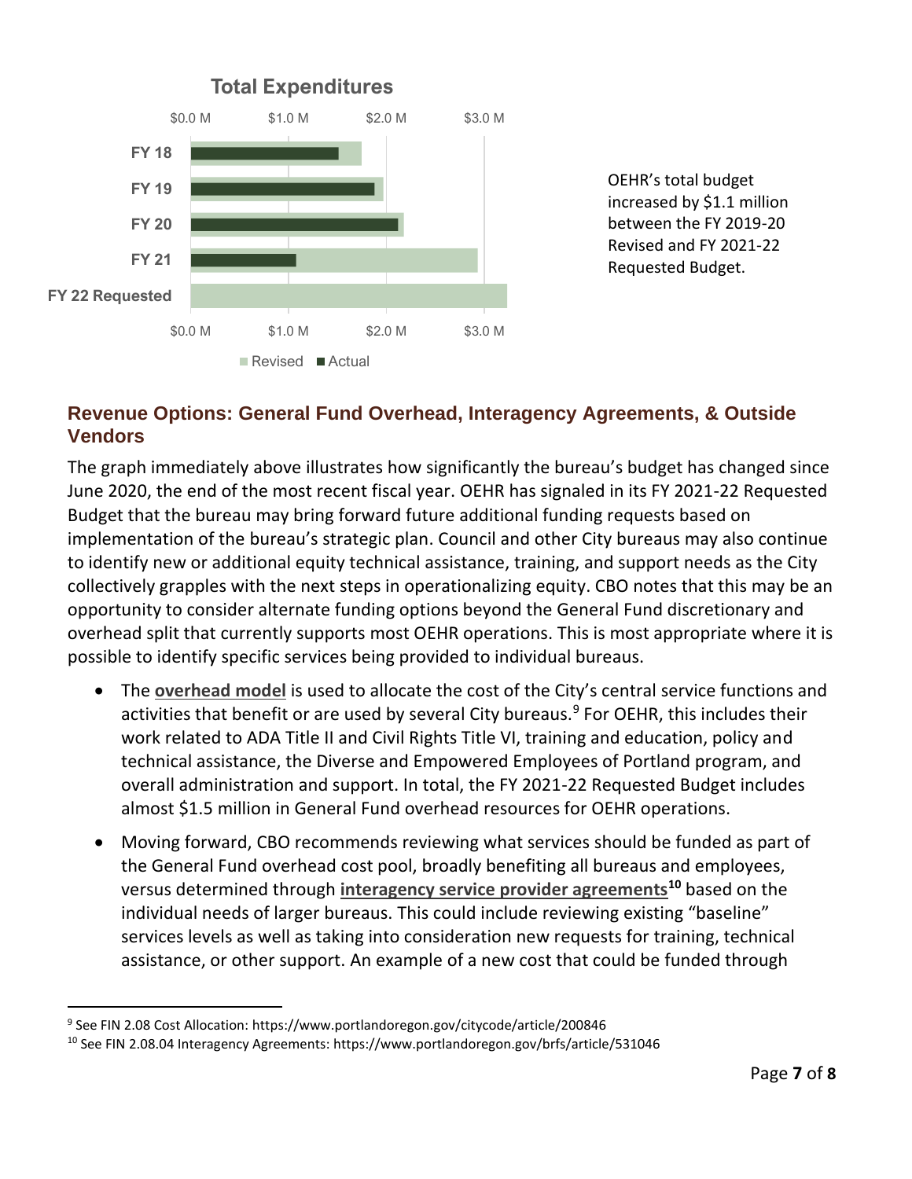**Total Expenditures**

FY 18, FY 19, FY 20, FY 21, FY 22 Requested

$0.0 M $1.0 M $2.0 M $3.0 M

Revised ■ Actual

OEHR's total budget increased by $1.1 million between the FY 2019-20 Revised and FY 2021-22 Requested Budget.

## Revenue Options: General Fund Overhead, Interagency Agreements, & Outside Vendors

The graph immediately above illustrates how significantly the bureau's budget has changed since June 2020, the end of the most recent fiscal year. OEHR has signaled in its FY 2021-22 Requested Budget that the bureau may bring forward future additional funding requests based on implementation of the bureau's strategic plan. Council and other City bureaus may also continue to identify new or additional equity technical assistance, training, and support needs as the City collectively grapples with the next steps in operationalizing equity. CBO notes that this may be an opportunity to consider alternate funding options beyond the General Fund discretionary and overhead split that currently supports most OEHR operations. This is most appropriate where it is possible to identify specific services being provided to individual bureaus.

- The **overhead model** is used to allocate the cost of the City's central service functions and activities that benefit or are used by several City bureaus.[9] For OEHR, this includes their work related to ADA Title II and Civil Rights Title VI, training and education, policy and technical assistance, the Diverse and Empowered Employees of Portland program, and overall administration and support. In total, the FY 2021-22 Requested Budget includes almost $1.5 million in General Fund overhead resources for OEHR operations.
- Moving forward, CBO recommends reviewing what services should be funded as part of the General Fund overhead cost pool, broadly benefiting all bureaus and employees, versus determined through **interagency service provider agreements**[10] based on the individual needs of larger bureaus. This could include reviewing existing "baseline" services levels as well as taking into consideration new requests for training, technical assistance, or other support. An example of a new cost that could be funded through

[9] See FIN 2.08 Cost Allocation: https://www.portlandoregon.gov/citycode/article/200846

[10] See FIN 2.08.04 Interagency Agreements: https://www.portlandoregon.gov/brfs/article/531046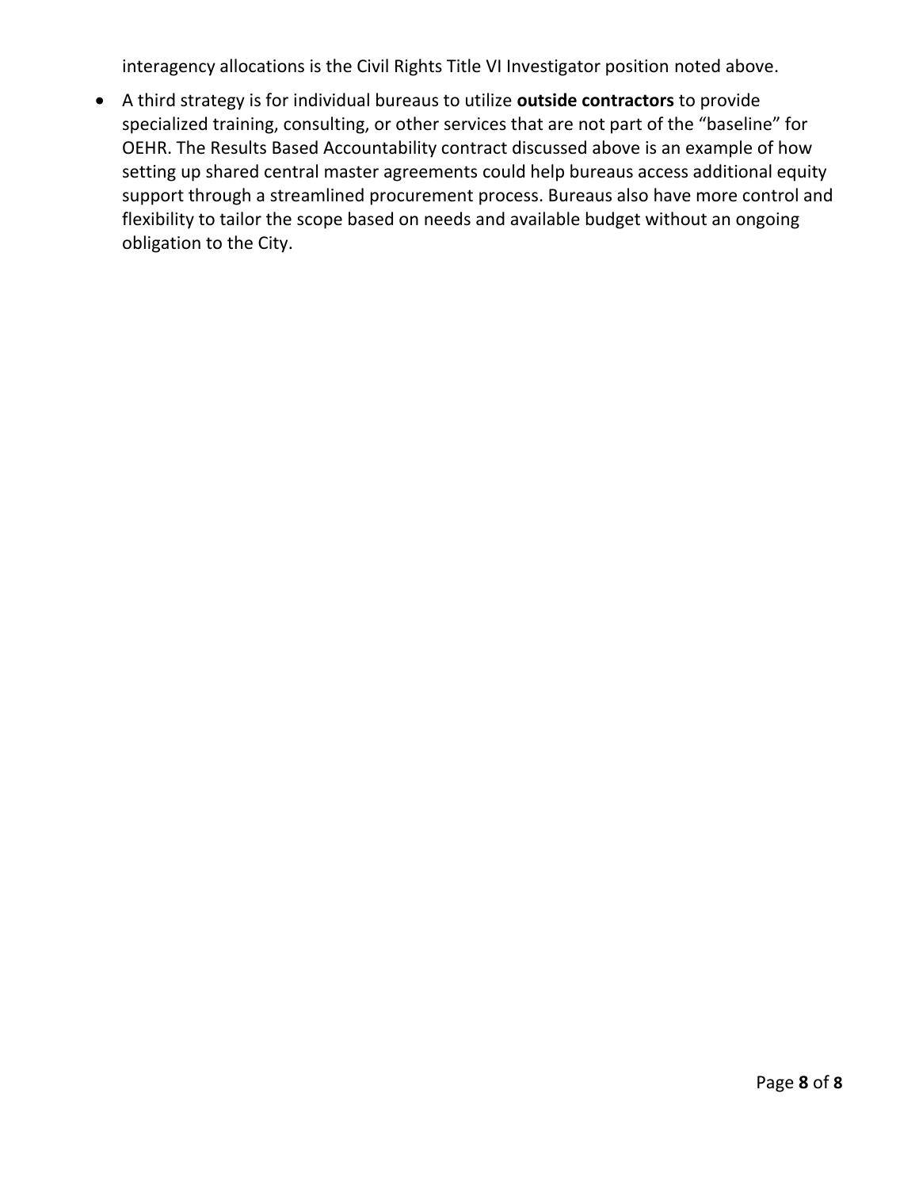interagency allocations is the Civil Rights Title VI Investigator position noted above.

- A third strategy is for individual bureaus to utilize **outside contractors** to provide specialized training, consulting, or other services that are not part of the "baseline" for OEHR. The Results Based Accountability contract discussed above is an example of how setting up shared central master agreements could help bureaus access additional equity support through a streamlined procurement process. Bureaus also have more control and flexibility to tailor the scope based on needs and available budget without an ongoing obligation to the City.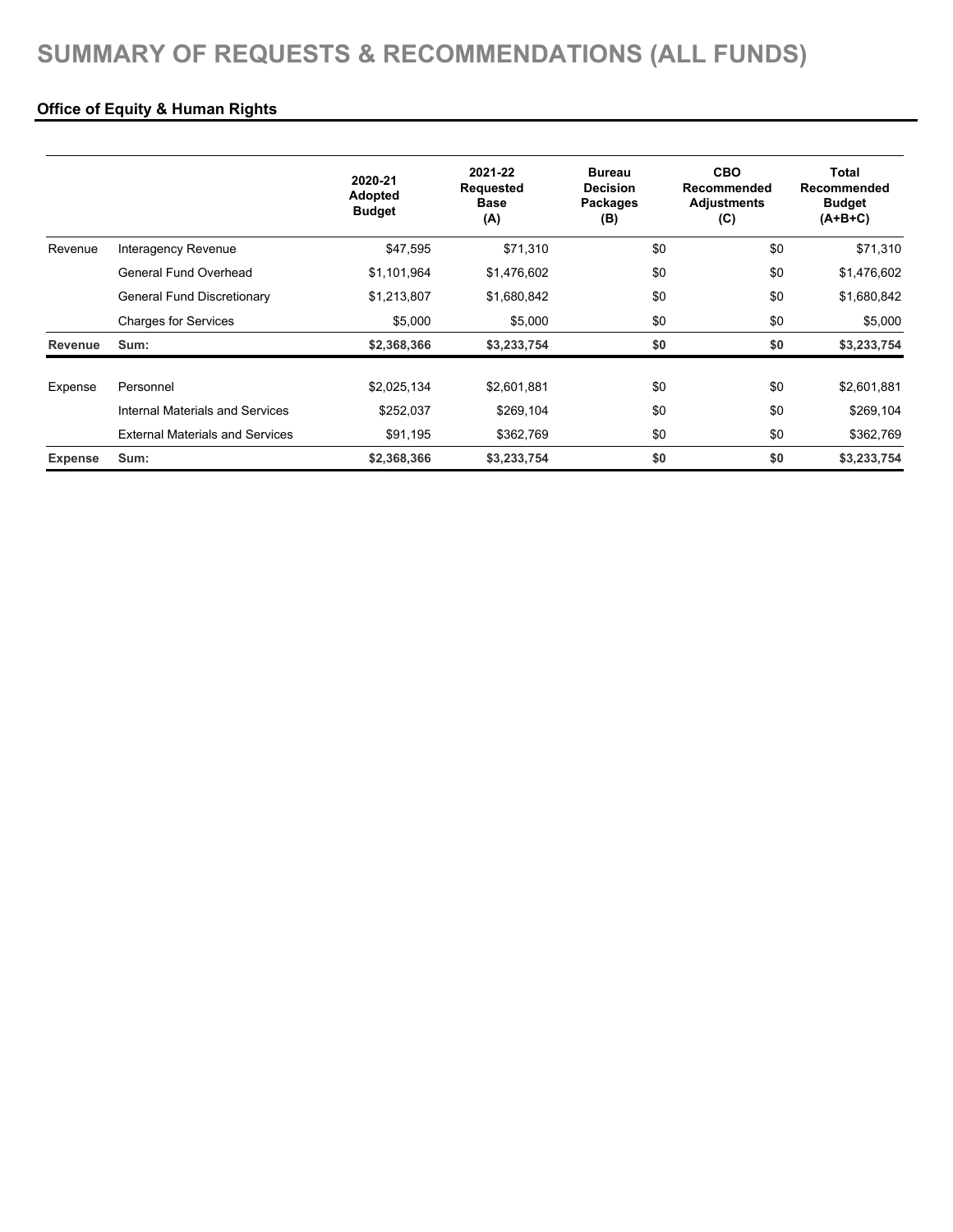# SUMMARY OF REQUESTS & RECOMMENDATIONS (ALL FUNDS)

**Office of Equity & Human Rights**

| | | 2020-21 Adopted Budget | 2021-22 Requested Base (A) | Bureau Decision Packages (B) | CBO Recommended Adjustments (C) | Total Recommended Budget (A+B+C) |
|---|---|---|---|---|---|---|
| Revenue | Interagency Revenue | $47,595 | $71,310 | $0 | $0 | $71,310 |
| | General Fund Overhead | $1,101,964 | $1,476,602 | $0 | $0 | $1,476,602 |
| | General Fund Discretionary | $1,213,807 | $1,680,842 | $0 | $0 | $1,680,842 |
| | Charges for Services | $5,000 | $5,000 | $0 | $0 | $5,000 |
| **Revenue** | **Sum:** | **$2,368,366** | **$3,233,754** | **$0** | **$0** | **$3,233,754** |
| Expense | Personnel | $2,025,134 | $2,601,881 | $0 | $0 | $2,601,881 |
| | Internal Materials and Services | $252,037 | $269,104 | $0 | $0 | $269,104 |
| | External Materials and Services | $91,195 | $362,769 | $0 | $0 | $362,769 |
| **Expense** | **Sum:** | **$2,368,366** | **$3,233,754** | **$0** | **$0** | **$3,233,754** |